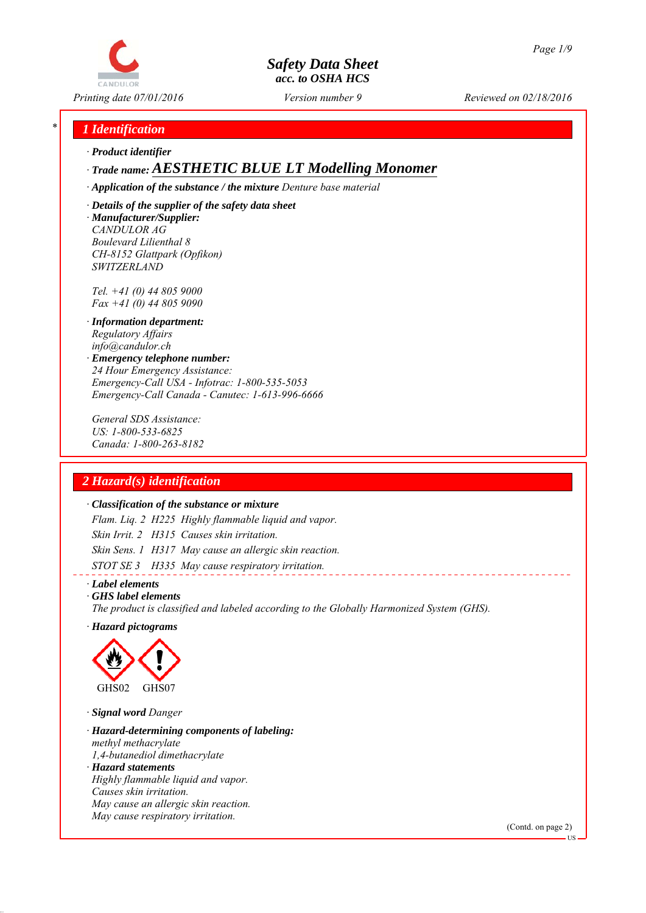# Safety Data Sheet
## acc. to OSHA HCS

Printing date 07/01/2016 Version number 9 Reviewed on 02/18/2016

## 1 Identification

· **Product identifier**

· **Trade name:** ***AESTHETIC BLUE LT Modelling Monomer***

· **Application of the substance / the mixture** *Denture base material*

· **Details of the supplier of the safety data sheet**

· **Manufacturer/Supplier:**
CANDULOR AG
Boulevard Lilienthal 8
CH-8152 Glattpark (Opfikon)
SWITZERLAND

Tel. +41 (0) 44 805 9000
Fax +41 (0) 44 805 9090

· **Information department:**
Regulatory Affairs
info@candulor.ch

· **Emergency telephone number:**
24 Hour Emergency Assistance:
Emergency-Call USA - Infotrac: 1-800-535-5053
Emergency-Call Canada - Canutec: 1-613-996-6666

General SDS Assistance:
US: 1-800-533-6825
Canada: 1-800-263-8182

## 2 Hazard(s) identification

· **Classification of the substance or mixture**

Flam. Liq. 2 H225 Highly flammable liquid and vapor.

Skin Irrit. 2 H315 Causes skin irritation.

Skin Sens. 1 H317 May cause an allergic skin reaction.

STOT SE 3 H335 May cause respiratory irritation.

· **Label elements**

· **GHS label elements**

The product is classified and labeled according to the Globally Harmonized System (GHS).

· **Hazard pictograms**

GHS02 GHS07

· **Signal word** Danger

· **Hazard-determining components of labeling:**
methyl methacrylate
1,4-butanediol dimethacrylate

· **Hazard statements**
Highly flammable liquid and vapor.
Causes skin irritation.
May cause an allergic skin reaction.
May cause respiratory irritation.

(Contd. on page 2)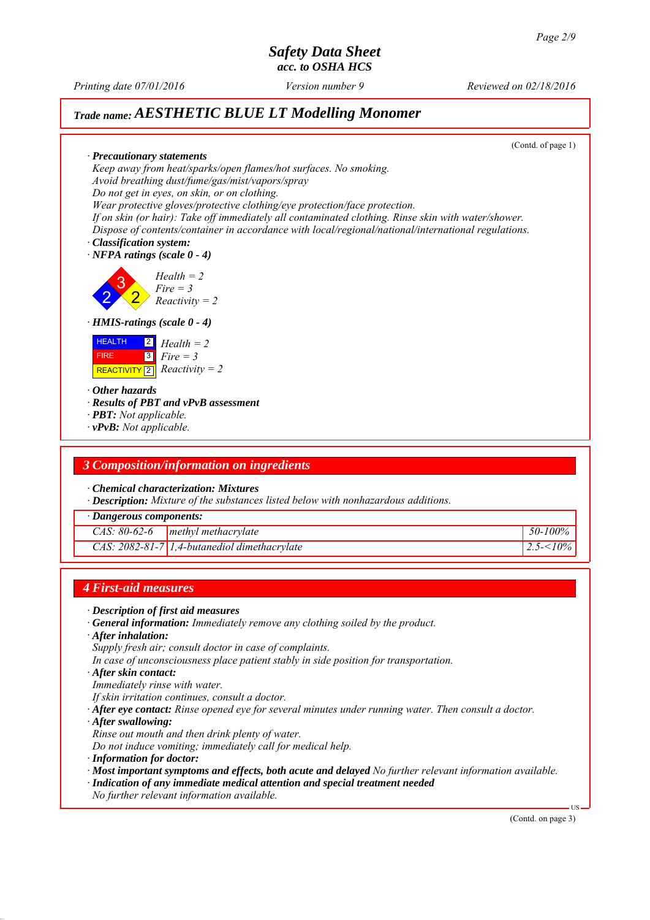# Safety Data Sheet
## acc. to OSHA HCS

Printing date 07/01/2016 | Version number 9 | Reviewed on 02/18/2016

## Trade name: AESTHETIC BLUE LT Modelling Monomer

(Contd. of page 1)

· **Precautionary statements**
Keep away from heat/sparks/open flames/hot surfaces. No smoking.
Avoid breathing dust/fume/gas/mist/vapors/spray
Do not get in eyes, on skin, or on clothing.
Wear protective gloves/protective clothing/eye protection/face protection.
If on skin (or hair): Take off immediately all contaminated clothing. Rinse skin with water/shower.
Dispose of contents/container in accordance with local/regional/national/international regulations.

· **Classification system:**
· **NFPA ratings (scale 0 - 4)**

Health = 2
Fire = 3
Reactivity = 2

· **HMIS-ratings (scale 0 - 4)**

| | | |
|---|---|---|
| HEALTH | 2 | Health = 2 |
| FIRE | 3 | Fire = 3 |
| REACTIVITY | 2 | Reactivity = 2 |

· **Other hazards**
· **Results of PBT and vPvB assessment**
· **PBT:** Not applicable.
· **vPvB:** Not applicable.

## 3 Composition/information on ingredients

· **Chemical characterization: Mixtures**
· **Description:** Mixture of the substances listed below with nonhazardous additions.

| · Dangerous components: | | |
|---|---|---|
| CAS: 80-62-6 | methyl methacrylate | 50-100% |
| CAS: 2082-81-7 | 1,4-butanediol dimethacrylate | 2.5-<10% |

## 4 First-aid measures

· **Description of first aid measures**
· **General information:** Immediately remove any clothing soiled by the product.
· **After inhalation:**
Supply fresh air; consult doctor in case of complaints.
In case of unconsciousness place patient stably in side position for transportation.
· **After skin contact:**
Immediately rinse with water.
If skin irritation continues, consult a doctor.
· **After eye contact:** Rinse opened eye for several minutes under running water. Then consult a doctor.
· **After swallowing:**
Rinse out mouth and then drink plenty of water.
Do not induce vomiting; immediately call for medical help.
· **Information for doctor:**
· **Most important symptoms and effects, both acute and delayed** No further relevant information available.
· **Indication of any immediate medical attention and special treatment needed**
No further relevant information available.

(Contd. on page 3)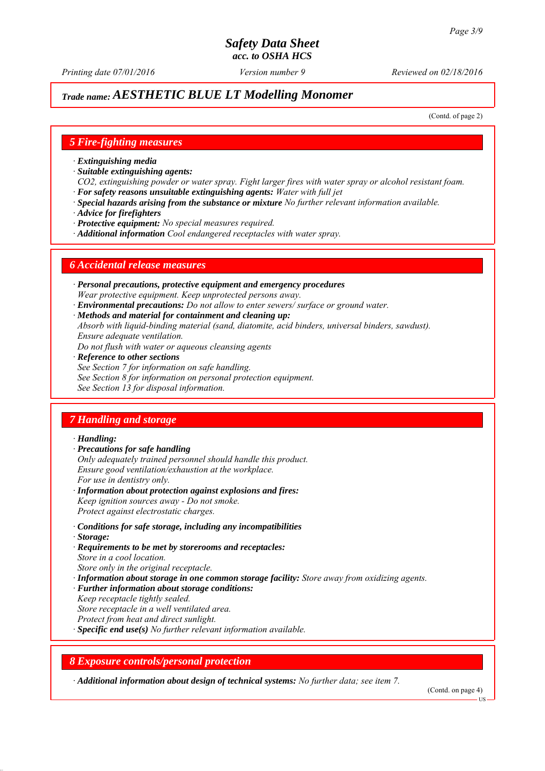## Trade name: AESTHETIC BLUE LT Modelling Monomer

(Contd. of page 2)

### 5 Fire-fighting measures

· **Extinguishing media**
· **Suitable extinguishing agents:**
CO2, extinguishing powder or water spray. Fight larger fires with water spray or alcohol resistant foam.
· **For safety reasons unsuitable extinguishing agents:** Water with full jet
· **Special hazards arising from the substance or mixture** No further relevant information available.
· **Advice for firefighters**
· **Protective equipment:** No special measures required.
· **Additional information** Cool endangered receptacles with water spray.

### 6 Accidental release measures

· **Personal precautions, protective equipment and emergency procedures**
Wear protective equipment. Keep unprotected persons away.
· **Environmental precautions:** Do not allow to enter sewers/ surface or ground water.
· **Methods and material for containment and cleaning up:**
Absorb with liquid-binding material (sand, diatomite, acid binders, universal binders, sawdust).
Ensure adequate ventilation.
Do not flush with water or aqueous cleansing agents
· **Reference to other sections**
See Section 7 for information on safe handling.
See Section 8 for information on personal protection equipment.
See Section 13 for disposal information.

### 7 Handling and storage

· **Handling:**
· **Precautions for safe handling**
Only adequately trained personnel should handle this product.
Ensure good ventilation/exhaustion at the workplace.
For use in dentistry only.
· **Information about protection against explosions and fires:**
Keep ignition sources away - Do not smoke.
Protect against electrostatic charges.

· **Conditions for safe storage, including any incompatibilities**
· **Storage:**
· **Requirements to be met by storerooms and receptacles:**
Store in a cool location.
Store only in the original receptacle.
· **Information about storage in one common storage facility:** Store away from oxidizing agents.
· **Further information about storage conditions:**
Keep receptacle tightly sealed.
Store receptacle in a well ventilated area.
Protect from heat and direct sunlight.
· **Specific end use(s)** No further relevant information available.

### 8 Exposure controls/personal protection

· **Additional information about design of technical systems:** No further data; see item 7.

(Contd. on page 4)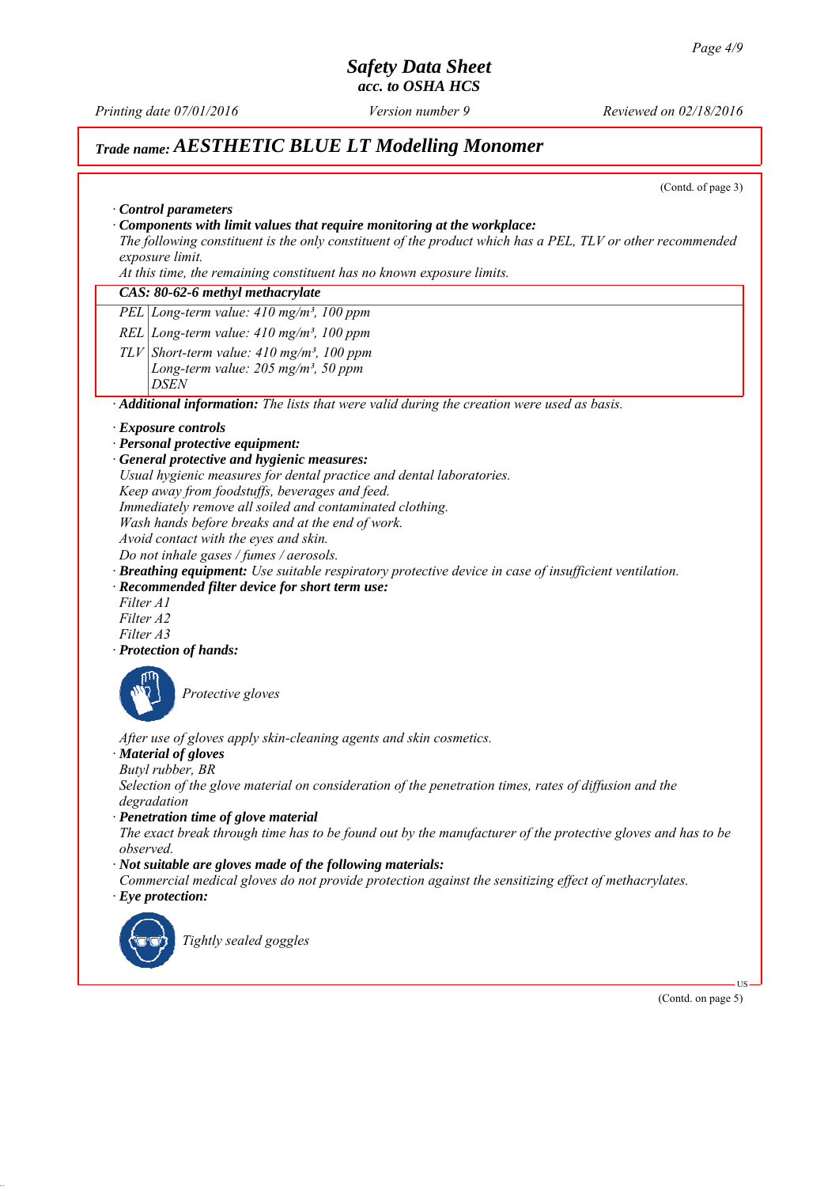## Trade name: AESTHETIC BLUE LT Modelling Monomer

(Contd. of page 3)

· **Control parameters**

· **Components with limit values that require monitoring at the workplace:**

*The following constituent is the only constituent of the product which has a PEL, TLV or other recommended exposure limit.*

*At this time, the remaining constituent has no known exposure limits.*

| CAS: 80-62-6 methyl methacrylate | |
|---|---|
| PEL | Long-term value: 410 mg/m³, 100 ppm |
| REL | Long-term value: 410 mg/m³, 100 ppm |
| TLV | Short-term value: 410 mg/m³, 100 ppm<br>Long-term value: 205 mg/m³, 50 ppm<br>DSEN |

· **Additional information:** *The lists that were valid during the creation were used as basis.*

· **Exposure controls**

· **Personal protective equipment:**

· **General protective and hygienic measures:**

*Usual hygienic measures for dental practice and dental laboratories.*
*Keep away from foodstuffs, beverages and feed.*
*Immediately remove all soiled and contaminated clothing.*
*Wash hands before breaks and at the end of work.*
*Avoid contact with the eyes and skin.*
*Do not inhale gases / fumes / aerosols.*

· **Breathing equipment:** *Use suitable respiratory protective device in case of insufficient ventilation.*

· **Recommended filter device for short term use:**

*Filter A1*
*Filter A2*
*Filter A3*

· **Protection of hands:**

*Protective gloves*

*After use of gloves apply skin-cleaning agents and skin cosmetics.*

· **Material of gloves**

*Butyl rubber, BR*

*Selection of the glove material on consideration of the penetration times, rates of diffusion and the degradation*

· **Penetration time of glove material**

*The exact break through time has to be found out by the manufacturer of the protective gloves and has to be observed.*

· **Not suitable are gloves made of the following materials:**

*Commercial medical gloves do not provide protection against the sensitizing effect of methacrylates.*

· **Eye protection:**

*Tightly sealed goggles*

(Contd. on page 5)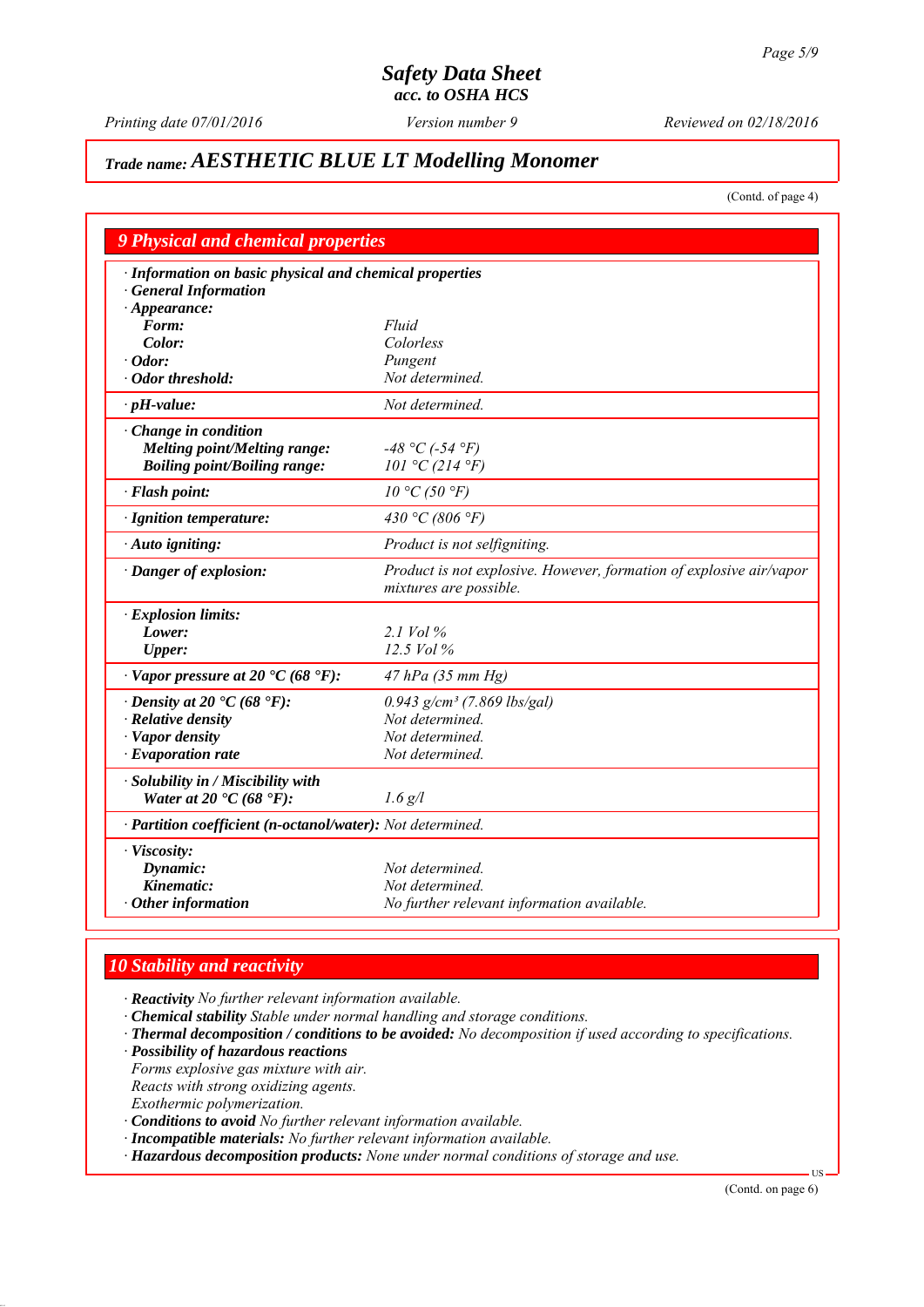# Safety Data Sheet
### acc. to OSHA HCS

*Printing date 07/01/2016* *Version number 9* *Reviewed on 02/18/2016*

## *Trade name:* ***AESTHETIC BLUE LT Modelling Monomer***

(Contd. of page 4)

## 9 Physical and chemical properties

| | |
|---|---|
| · ***Information on basic physical and chemical properties*** | |
| · ***General Information*** | |
| · ***Appearance:*** | |
| ***Form:*** | *Fluid* |
| ***Color:*** | *Colorless* |
| · ***Odor:*** | *Pungent* |
| · ***Odor threshold:*** | *Not determined.* |
| · ***pH-value:*** | *Not determined.* |
| · ***Change in condition*** | |
| ***Melting point/Melting range:*** | *-48 °C (-54 °F)* |
| ***Boiling point/Boiling range:*** | *101 °C (214 °F)* |
| · ***Flash point:*** | *10 °C (50 °F)* |
| · ***Ignition temperature:*** | *430 °C (806 °F)* |
| · ***Auto igniting:*** | *Product is not selfigniting.* |
| · ***Danger of explosion:*** | *Product is not explosive. However, formation of explosive air/vapor mixtures are possible.* |
| · ***Explosion limits:*** | |
| ***Lower:*** | *2.1 Vol %* |
| ***Upper:*** | *12.5 Vol %* |
| · ***Vapor pressure at 20 °C (68 °F):*** | *47 hPa (35 mm Hg)* |
| · ***Density at 20 °C (68 °F):*** | *0.943 g/cm³ (7.869 lbs/gal)* |
| · ***Relative density*** | *Not determined.* |
| · ***Vapor density*** | *Not determined.* |
| · ***Evaporation rate*** | *Not determined.* |
| · ***Solubility in / Miscibility with*** | |
| ***Water at 20 °C (68 °F):*** | *1.6 g/l* |
| · ***Partition coefficient (n-octanol/water):*** | *Not determined.* |
| · ***Viscosity:*** | |
| ***Dynamic:*** | *Not determined.* |
| ***Kinematic:*** | *Not determined.* |
| · ***Other information*** | *No further relevant information available.* |

## 10 Stability and reactivity

· ***Reactivity*** *No further relevant information available.*
· ***Chemical stability*** *Stable under normal handling and storage conditions.*
· ***Thermal decomposition / conditions to be avoided:*** *No decomposition if used according to specifications.*
· ***Possibility of hazardous reactions***
*Forms explosive gas mixture with air.*
*Reacts with strong oxidizing agents.*
*Exothermic polymerization.*
· ***Conditions to avoid*** *No further relevant information available.*
· ***Incompatible materials:*** *No further relevant information available.*
· ***Hazardous decomposition products:*** *None under normal conditions of storage and use.*

(Contd. on page 6)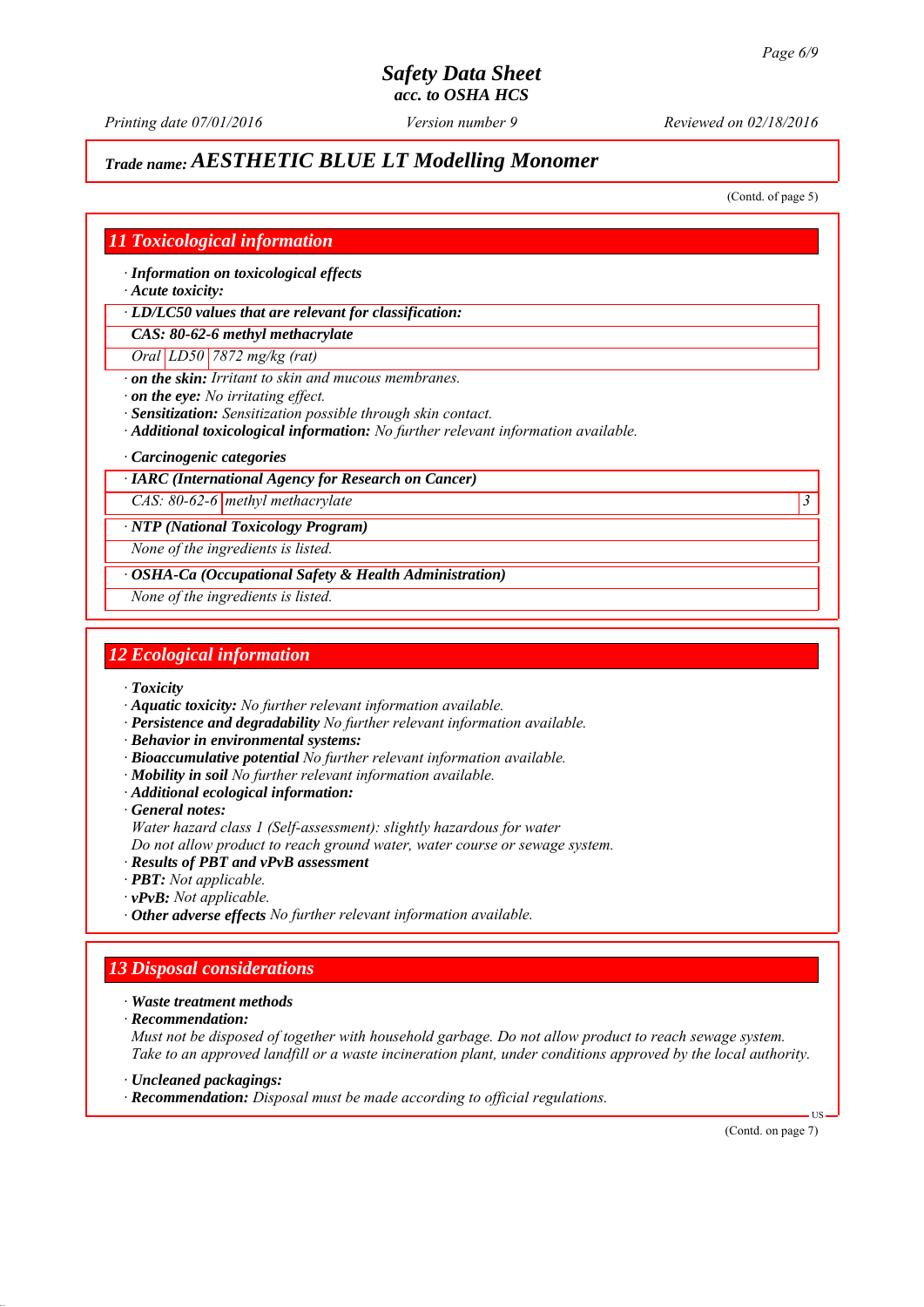## Trade name: AESTHETIC BLUE LT Modelling Monomer

(Contd. of page 5)

## 11 Toxicological information

- · **Information on toxicological effects**
- · **Acute toxicity:**

| · **LD/LC50 values that are relevant for classification:** | | |
|---|---|---|
| **CAS: 80-62-6 methyl methacrylate** | | |
| Oral | LD50 | 7872 mg/kg (rat) |

- · **on the skin:** Irritant to skin and mucous membranes.
- · **on the eye:** No irritating effect.
- · **Sensitization:** Sensitization possible through skin contact.
- · **Additional toxicological information:** No further relevant information available.

- · **Carcinogenic categories**

| · **IARC (International Agency for Research on Cancer)** | | |
|---|---|---|
| CAS: 80-62-6 | methyl methacrylate | 3 |

| · **NTP (National Toxicology Program)** |
|---|
| None of the ingredients is listed. |

| · **OSHA-Ca (Occupational Safety & Health Administration)** |
|---|
| None of the ingredients is listed. |

## 12 Ecological information

- · **Toxicity**
- · **Aquatic toxicity:** No further relevant information available.
- · **Persistence and degradability** No further relevant information available.
- · **Behavior in environmental systems:**
- · **Bioaccumulative potential** No further relevant information available.
- · **Mobility in soil** No further relevant information available.
- · **Additional ecological information:**
- · **General notes:**
  Water hazard class 1 (Self-assessment): slightly hazardous for water
  Do not allow product to reach ground water, water course or sewage system.
- · **Results of PBT and vPvB assessment**
- · **PBT:** Not applicable.
- · **vPvB:** Not applicable.
- · **Other adverse effects** No further relevant information available.

## 13 Disposal considerations

- · **Waste treatment methods**
- · **Recommendation:**
  Must not be disposed of together with household garbage. Do not allow product to reach sewage system.
  Take to an approved landfill or a waste incineration plant, under conditions approved by the local authority.

- · **Uncleaned packagings:**
- · **Recommendation:** Disposal must be made according to official regulations.

(Contd. on page 7)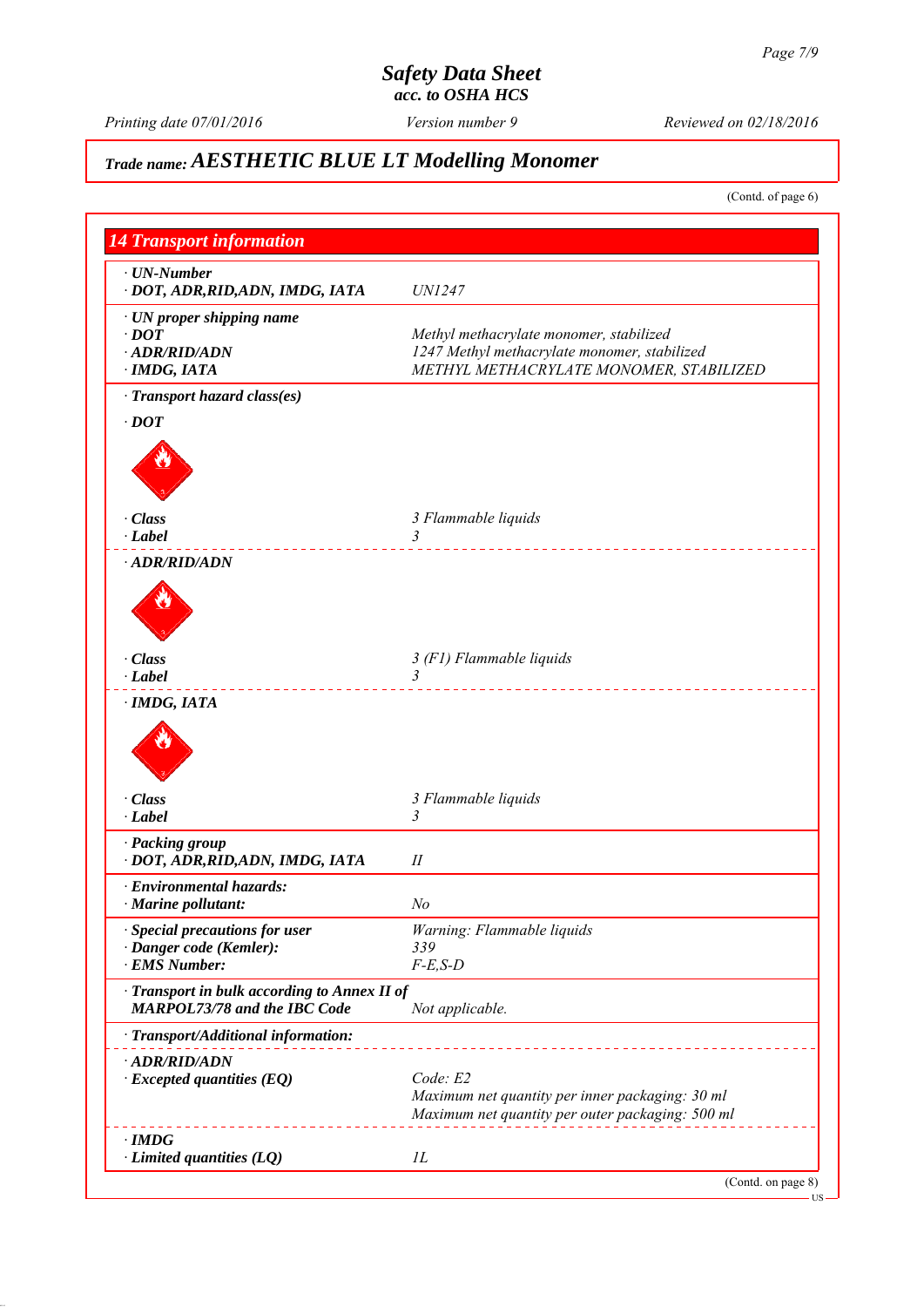# Safety Data Sheet
*acc. to OSHA HCS*

Printing date 07/01/2016 | Version number 9 | Reviewed on 02/18/2016

## Trade name: AESTHETIC BLUE LT Modelling Monomer

(Contd. of page 6)

## 14 Transport information

| | |
|---|---|
| **· UN-Number** | |
| **· DOT, ADR,RID,ADN, IMDG, IATA** | UN1247 |
| **· UN proper shipping name** | |
| **· DOT** | Methyl methacrylate monomer, stabilized |
| **· ADR/RID/ADN** | 1247 Methyl methacrylate monomer, stabilized |
| **· IMDG, IATA** | METHYL METHACRYLATE MONOMER, STABILIZED |

**· Transport hazard class(es)**

**· DOT**

| | |
|---|---|
| **· Class** | 3 Flammable liquids |
| **· Label** | 3 |

**· ADR/RID/ADN**

| | |
|---|---|
| **· Class** | 3 (F1) Flammable liquids |
| **· Label** | 3 |

**· IMDG, IATA**

| | |
|---|---|
| **· Class** | 3 Flammable liquids |
| **· Label** | 3 |

| | |
|---|---|
| **· Packing group** | |
| **· DOT, ADR,RID,ADN, IMDG, IATA** | II |
| **· Environmental hazards:** | |
| **· Marine pollutant:** | No |
| **· Special precautions for user** | Warning: Flammable liquids |
| **· Danger code (Kemler):** | 339 |
| **· EMS Number:** | F-E,S-D |
| **· Transport in bulk according to Annex II of MARPOL73/78 and the IBC Code** | Not applicable. |

**· Transport/Additional information:**

**· ADR/RID/ADN**

| | |
|---|---|
| **· Excepted quantities (EQ)** | Code: E2<br>Maximum net quantity per inner packaging: 30 ml<br>Maximum net quantity per outer packaging: 500 ml |

**· IMDG**

| | |
|---|---|
| **· Limited quantities (LQ)** | 1L |

(Contd. on page 8)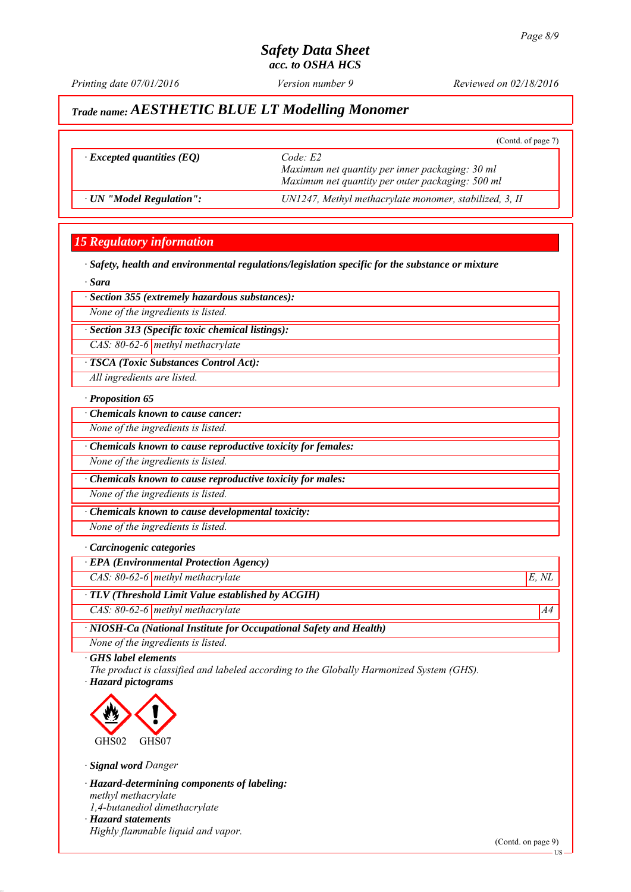# Safety Data Sheet
acc. to OSHA HCS

Printing date 07/01/2016 | Version number 9 | Reviewed on 02/18/2016

## Trade name: AESTHETIC BLUE LT Modelling Monomer

(Contd. of page 7)

| | |
|---|---|
| · **Excepted quantities (EQ)** | Code: E2<br>Maximum net quantity per inner packaging: 30 ml<br>Maximum net quantity per outer packaging: 500 ml |
| · **UN "Model Regulation":** | UN1247, Methyl methacrylate monomer, stabilized, 3, II |

## 15 Regulatory information

· **Safety, health and environmental regulations/legislation specific for the substance or mixture**

· **Sara**

· **Section 355 (extremely hazardous substances):**

None of the ingredients is listed.

· **Section 313 (Specific toxic chemical listings):**

| | |
|---|---|
| CAS: 80-62-6 | methyl methacrylate |

· **TSCA (Toxic Substances Control Act):**

All ingredients are listed.

· **Proposition 65**

· **Chemicals known to cause cancer:**

None of the ingredients is listed.

· **Chemicals known to cause reproductive toxicity for females:**

None of the ingredients is listed.

· **Chemicals known to cause reproductive toxicity for males:**

None of the ingredients is listed.

· **Chemicals known to cause developmental toxicity:**

None of the ingredients is listed.

· **Carcinogenic categories**

· **EPA (Environmental Protection Agency)**

| | | |
|---|---|---|
| CAS: 80-62-6 | methyl methacrylate | E, NL |

· **TLV (Threshold Limit Value established by ACGIH)**

| | | |
|---|---|---|
| CAS: 80-62-6 | methyl methacrylate | A4 |

· **NIOSH-Ca (National Institute for Occupational Safety and Health)**

None of the ingredients is listed.

· **GHS label elements**

The product is classified and labeled according to the Globally Harmonized System (GHS).

· **Hazard pictograms**

GHS02 GHS07

· **Signal word** Danger

· **Hazard-determining components of labeling:**

methyl methacrylate
1,4-butanediol dimethacrylate

· **Hazard statements**

Highly flammable liquid and vapor.

(Contd. on page 9)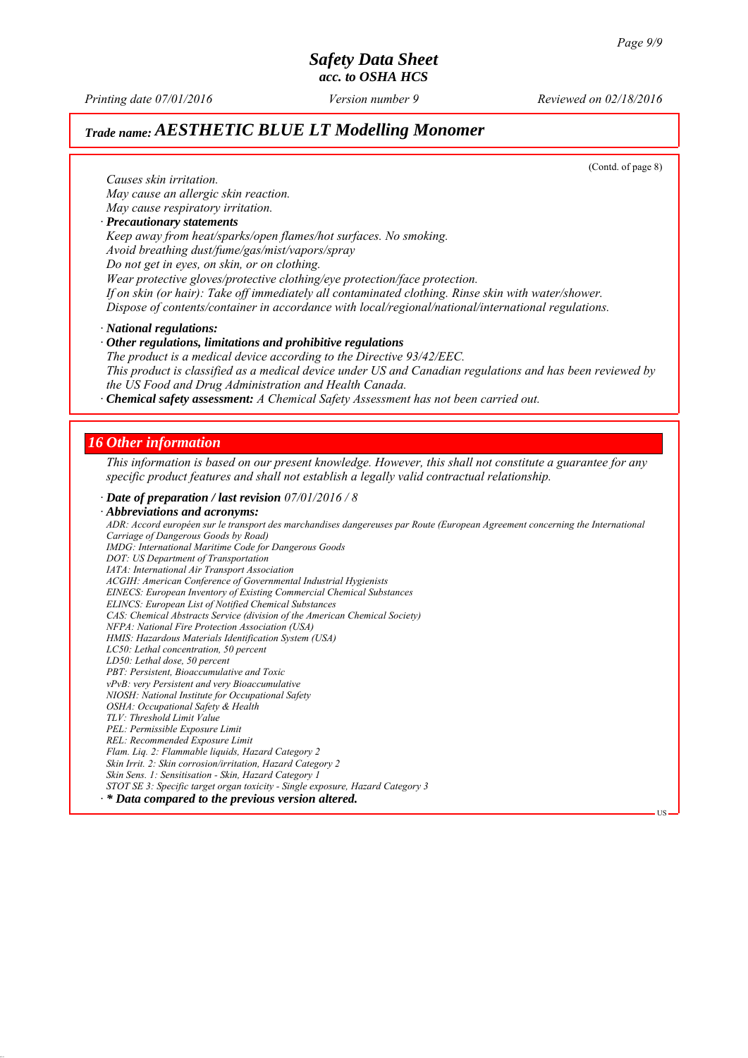## Trade name: *AESTHETIC BLUE LT Modelling Monomer*

(Contd. of page 8)

*Causes skin irritation.*
*May cause an allergic skin reaction.*
*May cause respiratory irritation.*

· ***Precautionary statements***
*Keep away from heat/sparks/open flames/hot surfaces. No smoking.*
*Avoid breathing dust/fume/gas/mist/vapors/spray*
*Do not get in eyes, on skin, or on clothing.*
*Wear protective gloves/protective clothing/eye protection/face protection.*
*If on skin (or hair): Take off immediately all contaminated clothing. Rinse skin with water/shower.*
*Dispose of contents/container in accordance with local/regional/national/international regulations.*

· ***National regulations:***

· ***Other regulations, limitations and prohibitive regulations***
*The product is a medical device according to the Directive 93/42/EEC.*
*This product is classified as a medical device under US and Canadian regulations and has been reviewed by the US Food and Drug Administration and Health Canada.*

· ***Chemical safety assessment:*** *A Chemical Safety Assessment has not been carried out.*

## *16 Other information*

*This information is based on our present knowledge. However, this shall not constitute a guarantee for any specific product features and shall not establish a legally valid contractual relationship.*

· ***Date of preparation / last revision*** *07/01/2016 / 8*

· ***Abbreviations and acronyms:***
*ADR: Accord européen sur le transport des marchandises dangereuses par Route (European Agreement concerning the International Carriage of Dangerous Goods by Road)*
*IMDG: International Maritime Code for Dangerous Goods*
*DOT: US Department of Transportation*
*IATA: International Air Transport Association*
*ACGIH: American Conference of Governmental Industrial Hygienists*
*EINECS: European Inventory of Existing Commercial Chemical Substances*
*ELINCS: European List of Notified Chemical Substances*
*CAS: Chemical Abstracts Service (division of the American Chemical Society)*
*NFPA: National Fire Protection Association (USA)*
*HMIS: Hazardous Materials Identification System (USA)*
*LC50: Lethal concentration, 50 percent*
*LD50: Lethal dose, 50 percent*
*PBT: Persistent, Bioaccumulative and Toxic*
*vPvB: very Persistent and very Bioaccumulative*
*NIOSH: National Institute for Occupational Safety*
*OSHA: Occupational Safety & Health*
*TLV: Threshold Limit Value*
*PEL: Permissible Exposure Limit*
*REL: Recommended Exposure Limit*
*Flam. Liq. 2: Flammable liquids, Hazard Category 2*
*Skin Irrit. 2: Skin corrosion/irritation, Hazard Category 2*
*Skin Sens. 1: Sensitisation - Skin, Hazard Category 1*
*STOT SE 3: Specific target organ toxicity - Single exposure, Hazard Category 3*

· ***\* Data compared to the previous version altered.***